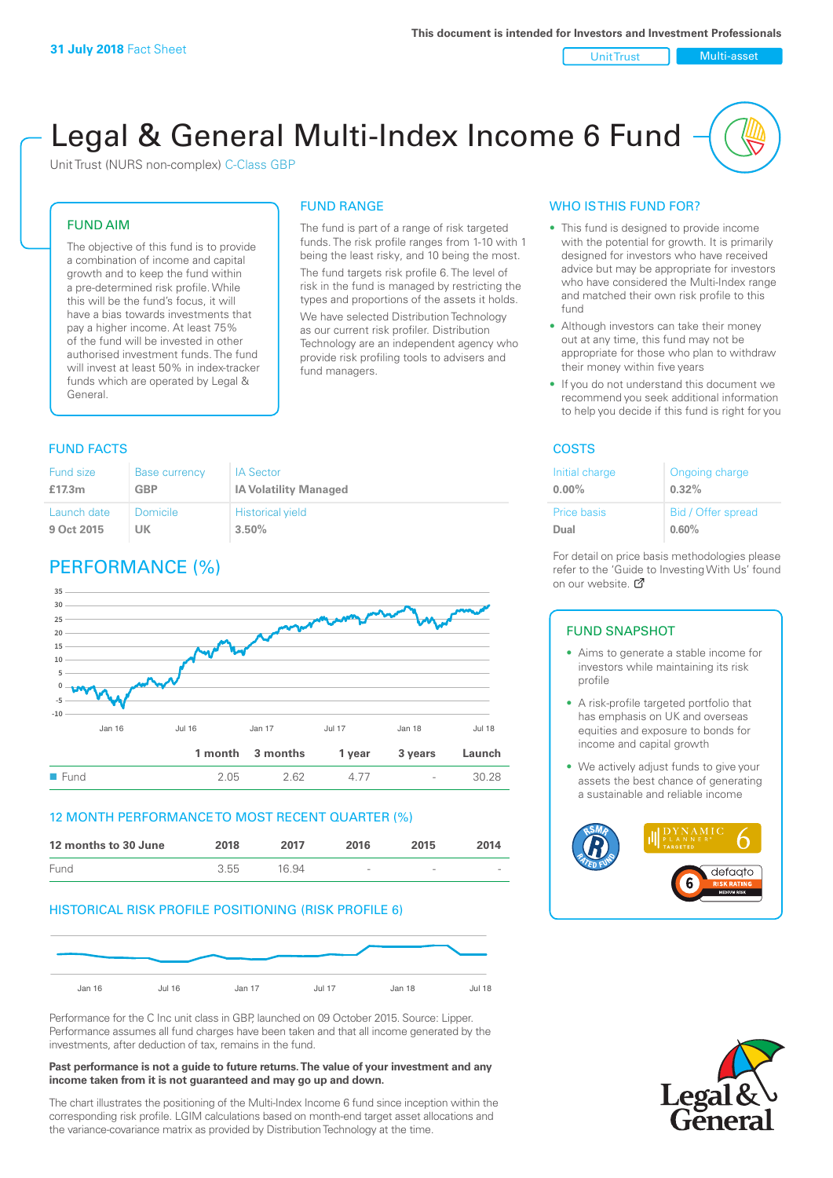**31 July 2018** Fact Sheet

This document is intended for Investors and Investment Professionals

Unit Trust | Multi-asset

# Legal & General Multi-Index Income 6 Fund

Unit Trust (NURS non-complex) C-Class GBP

## FUND AIM

The objective of this fund is to provide a combination of income and capital growth and to keep the fund within a pre-determined risk profile. While this will be the fund's focus, it will have a bias towards investments that pay a higher income. At least 75% of the fund will be invested in other authorised investment funds. The fund will invest at least 50% in index-tracker funds which are operated by Legal & General.

## FUND RANGE

The fund is part of a range of risk targeted funds. The risk profile ranges from 1-10 with 1 being the least risky, and 10 being the most.

The fund targets risk profile 6. The level of risk in the fund is managed by restricting the types and proportions of the assets it holds.

We have selected Distribution Technology as our current risk profiler. Distribution Technology are an independent agency who provide risk profiling tools to advisers and fund managers.

## WHO IS THIS FUND FOR?

- This fund is designed to provide income with the potential for growth. It is primarily designed for investors who have received advice but may be appropriate for investors who have considered the Multi-Index range and matched their own risk profile to this fund
- Although investors can take their money out at any time, this fund may not be appropriate for those who plan to withdraw their money within five years
- If you do not understand this document we recommend you seek additional information to help you decide if this fund is right for you

## FUND FACTS

| Fund size | Base currency | IA Sector |
|---|---|---|
| **£17.3m** | **GBP** | **IA Volatility Managed** |
| **Launch date** | **Domicile** | **Historical yield** |
| **9 Oct 2015** | **UK** | **3.50%** |

## COSTS

| Initial charge | Ongoing charge |
|---|---|
| **0.00%** | **0.32%** |
| **Price basis** | **Bid / Offer spread** |
| **Dual** | **0.60%** |

For detail on price basis methodologies please refer to the 'Guide to Investing With Us' found on our website.

## PERFORMANCE (%)

| | 1 month | 3 months | 1 year | 3 years | Launch |
|---|---|---|---|---|---|
| Fund | 2.05 | 2.62 | 4.77 | - | 30.28 |

## 12 MONTH PERFORMANCE TO MOST RECENT QUARTER (%)

| 12 months to 30 June | 2018 | 2017 | 2016 | 2015 | 2014 |
|---|---|---|---|---|---|
| Fund | 3.55 | 16.94 | - | - | - |

## HISTORICAL RISK PROFILE POSITIONING (RISK PROFILE 6)

Performance for the C Inc unit class in GBP, launched on 09 October 2015. Source: Lipper. Performance assumes all fund charges have been taken and that all income generated by the investments, after deduction of tax, remains in the fund.

**Past performance is not a guide to future returns. The value of your investment and any income taken from it is not guaranteed and may go up and down.**

The chart illustrates the positioning of the Multi-Index Income 6 fund since inception within the corresponding risk profile. LGIM calculations based on month-end target asset allocations and the variance-covariance matrix as provided by Distribution Technology at the time.

## FUND SNAPSHOT

- Aims to generate a stable income for investors while maintaining its risk profile
- A risk-profile targeted portfolio that has emphasis on UK and overseas equities and exposure to bonds for income and capital growth
- We actively adjust funds to give your assets the best chance of generating a sustainable and reliable income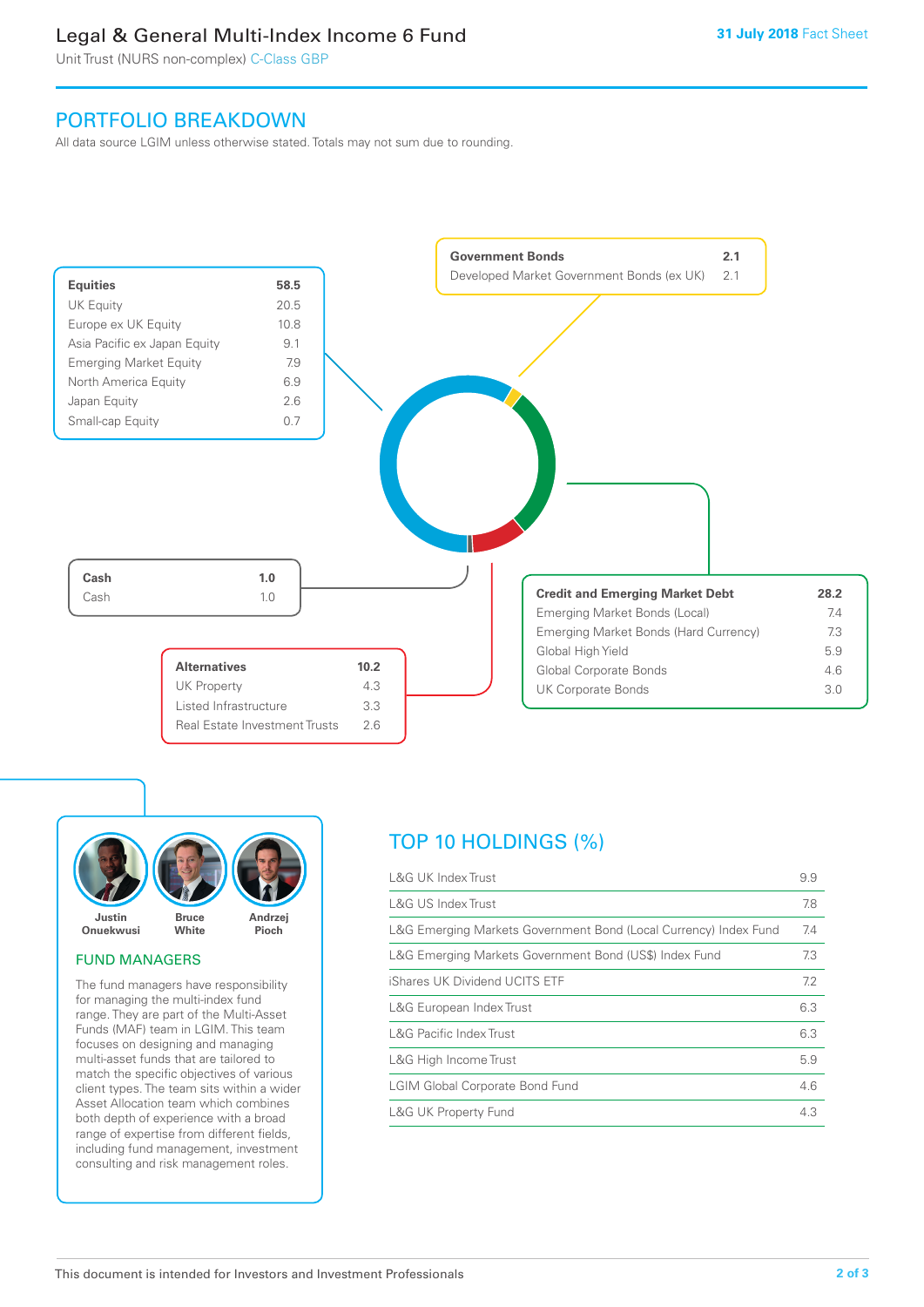# Legal & General Multi-Index Income 6 Fund

Unit Trust (NURS non-complex) C-Class GBP

**31 July 2018** Fact Sheet

## PORTFOLIO BREAKDOWN

All data source LGIM unless otherwise stated. Totals may not sum due to rounding.

| **Equities** | **58.5** |
|---|---|
| UK Equity | 20.5 |
| Europe ex UK Equity | 10.8 |
| Asia Pacific ex Japan Equity | 9.1 |
| Emerging Market Equity | 7.9 |
| North America Equity | 6.9 |
| Japan Equity | 2.6 |
| Small-cap Equity | 0.7 |

| **Government Bonds** | **2.1** |
|---|---|
| Developed Market Government Bonds (ex UK) | 2.1 |

| **Credit and Emerging Market Debt** | **28.2** |
|---|---|
| Emerging Market Bonds (Local) | 7.4 |
| Emerging Market Bonds (Hard Currency) | 7.3 |
| Global High Yield | 5.9 |
| Global Corporate Bonds | 4.6 |
| UK Corporate Bonds | 3.0 |

| **Alternatives** | **10.2** |
|---|---|
| UK Property | 4.3 |
| Listed Infrastructure | 3.3 |
| Real Estate Investment Trusts | 2.6 |

| **Cash** | **1.0** |
|---|---|
| Cash | 1.0 |

Justin Onuekwusi, Bruce White, Andrzej Pioch

### FUND MANAGERS

The fund managers have responsibility for managing the multi-index fund range. They are part of the Multi-Asset Funds (MAF) team in LGIM. This team focuses on designing and managing multi-asset funds that are tailored to match the specific objectives of various client types. The team sits within a wider Asset Allocation team which combines both depth of experience with a broad range of expertise from different fields, including fund management, investment consulting and risk management roles.

## TOP 10 HOLDINGS (%)

| | |
|---|---|
| L&G UK Index Trust | 9.9 |
| L&G US Index Trust | 7.8 |
| L&G Emerging Markets Government Bond (Local Currency) Index Fund | 7.4 |
| L&G Emerging Markets Government Bond (US$) Index Fund | 7.3 |
| iShares UK Dividend UCITS ETF | 7.2 |
| L&G European Index Trust | 6.3 |
| L&G Pacific Index Trust | 6.3 |
| L&G High Income Trust | 5.9 |
| LGIM Global Corporate Bond Fund | 4.6 |
| L&G UK Property Fund | 4.3 |

This document is intended for Investors and Investment Professionals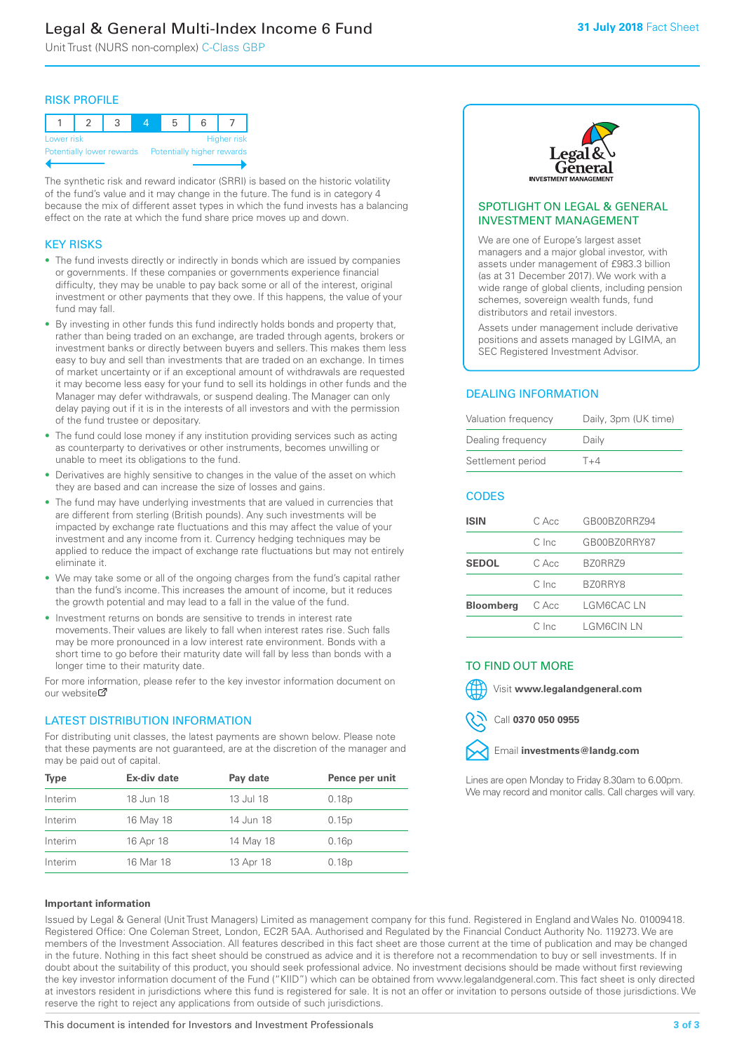# Legal & General Multi-Index Income 6 Fund

Unit Trust (NURS non-complex) C-Class GBP

**31 July 2018** Fact Sheet

## RISK PROFILE

| 1 | 2 | 3 | 4 | 5 | 6 | 7 |
|---|---|---|---|---|---|---|

Lower risk — Higher risk

Potentially lower rewards — Potentially higher rewards

The synthetic risk and reward indicator (SRRI) is based on the historic volatility of the fund's value and it may change in the future. The fund is in category 4 because the mix of different asset types in which the fund invests has a balancing effect on the rate at which the fund share price moves up and down.

## KEY RISKS

- The fund invests directly or indirectly in bonds which are issued by companies or governments. If these companies or governments experience financial difficulty, they may be unable to pay back some or all of the interest, original investment or other payments that they owe. If this happens, the value of your fund may fall.
- By investing in other funds this fund indirectly holds bonds and property that, rather than being traded on an exchange, are traded through agents, brokers or investment banks or directly between buyers and sellers. This makes them less easy to buy and sell than investments that are traded on an exchange. In times of market uncertainty or if an exceptional amount of withdrawals are requested it may become less easy for your fund to sell its holdings in other funds and the Manager may defer withdrawals, or suspend dealing. The Manager can only delay paying out if it is in the interests of all investors and with the permission of the fund trustee or depositary.
- The fund could lose money if any institution providing services such as acting as counterparty to derivatives or other instruments, becomes unwilling or unable to meet its obligations to the fund.
- Derivatives are highly sensitive to changes in the value of the asset on which they are based and can increase the size of losses and gains.
- The fund may have underlying investments that are valued in currencies that are different from sterling (British pounds). Any such investments will be impacted by exchange rate fluctuations and this may affect the value of your investment and any income from it. Currency hedging techniques may be applied to reduce the impact of exchange rate fluctuations but may not entirely eliminate it.
- We may take some or all of the ongoing charges from the fund's capital rather than the fund's income. This increases the amount of income, but it reduces the growth potential and may lead to a fall in the value of the fund.
- Investment returns on bonds are sensitive to trends in interest rate movements. Their values are likely to fall when interest rates rise. Such falls may be more pronounced in a low interest rate environment. Bonds with a short time to go before their maturity date will fall by less than bonds with a longer time to their maturity date.

For more information, please refer to the key investor information document on our website

## LATEST DISTRIBUTION INFORMATION

For distributing unit classes, the latest payments are shown below. Please note that these payments are not guaranteed, are at the discretion of the manager and may be paid out of capital.

| Type | Ex-div date | Pay date | Pence per unit |
|---|---|---|---|
| Interim | 18 Jun 18 | 13 Jul 18 | 0.18p |
| Interim | 16 May 18 | 14 Jun 18 | 0.15p |
| Interim | 16 Apr 18 | 14 May 18 | 0.16p |
| Interim | 16 Mar 18 | 13 Apr 18 | 0.18p |

## SPOTLIGHT ON LEGAL & GENERAL INVESTMENT MANAGEMENT

We are one of Europe's largest asset managers and a major global investor, with assets under management of £983.3 billion (as at 31 December 2017). We work with a wide range of global clients, including pension schemes, sovereign wealth funds, fund distributors and retail investors.

Assets under management include derivative positions and assets managed by LGIMA, an SEC Registered Investment Advisor.

## DEALING INFORMATION

| | |
|---|---|
| Valuation frequency | Daily, 3pm (UK time) |
| Dealing frequency | Daily |
| Settlement period | T+4 |

## CODES

| | | |
|---|---|---|
| **ISIN** | C Acc | GB00BZ0RRZ94 |
| | C Inc | GB00BZ0RRY87 |
| **SEDOL** | C Acc | BZ0RRZ9 |
| | C Inc | BZ0RRY8 |
| **Bloomberg** | C Acc | LGM6CAC LN |
| | C Inc | LGM6CIN LN |

## TO FIND OUT MORE

Visit **www.legalandgeneral.com**

Call **0370 050 0955**

Email **investments@landg.com**

Lines are open Monday to Friday 8.30am to 6.00pm. We may record and monitor calls. Call charges will vary.

### Important information

Issued by Legal & General (Unit Trust Managers) Limited as management company for this fund. Registered in England and Wales No. 01009418. Registered Office: One Coleman Street, London, EC2R 5AA. Authorised and Regulated by the Financial Conduct Authority No. 119273. We are members of the Investment Association. All features described in this fact sheet are those current at the time of publication and may be changed in the future. Nothing in this fact sheet should be construed as advice and it is therefore not a recommendation to buy or sell investments. If in doubt about the suitability of this product, you should seek professional advice. No investment decisions should be made without first reviewing the key investor information document of the Fund ("KIID") which can be obtained from www.legalandgeneral.com. This fact sheet is only directed at investors resident in jurisdictions where this fund is registered for sale. It is not an offer or invitation to persons outside of those jurisdictions. We reserve the right to reject any applications from outside of such jurisdictions.

This document is intended for Investors and Investment Professionals